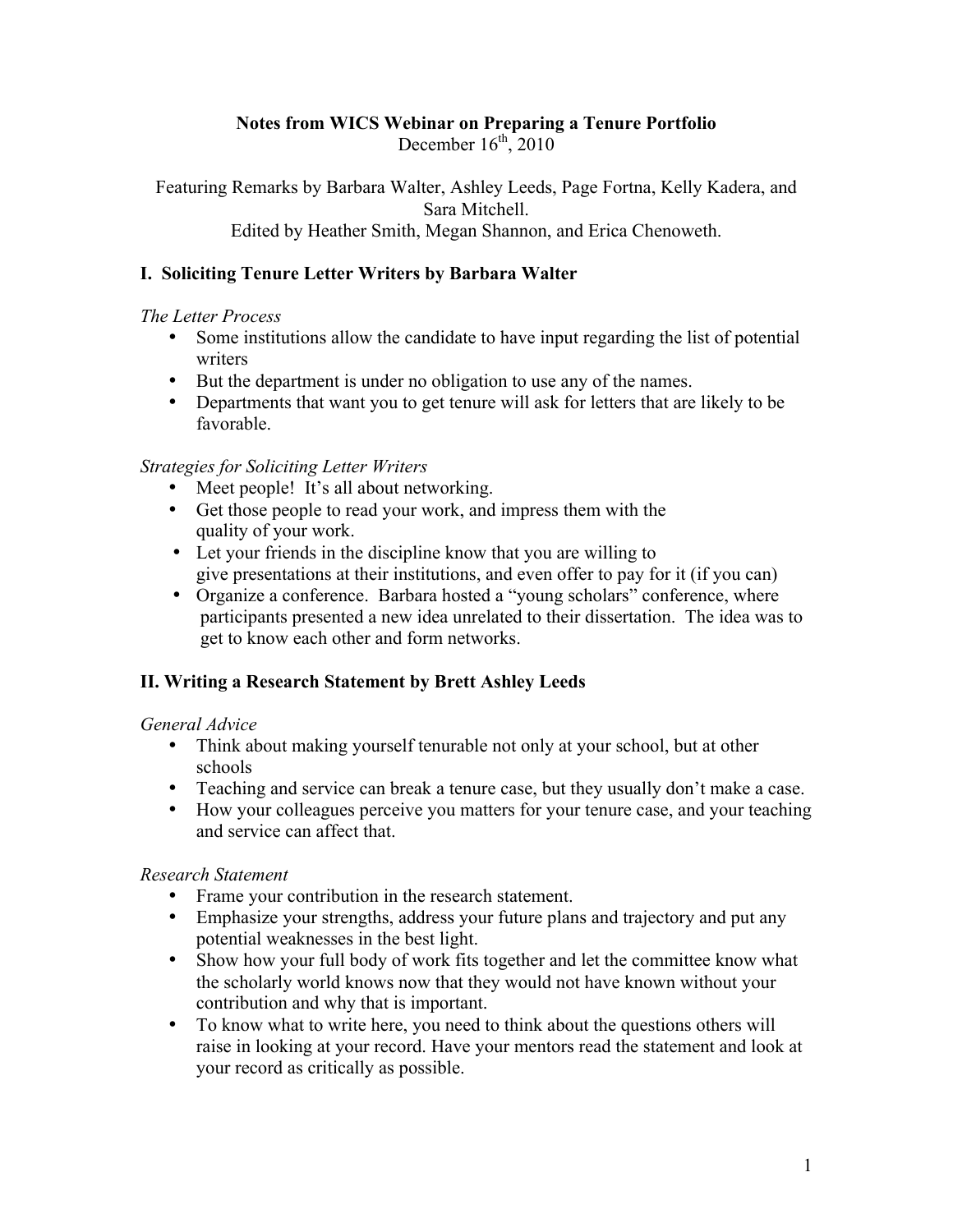**Notes from WICS Webinar on Preparing a Tenure Portfolio**
December 16th, 2010

Featuring Remarks by Barbara Walter, Ashley Leeds, Page Fortna, Kelly Kadera, and Sara Mitchell.
Edited by Heather Smith, Megan Shannon, and Erica Chenoweth.

## I. Soliciting Tenure Letter Writers by Barbara Walter

*The Letter Process*

- Some institutions allow the candidate to have input regarding the list of potential writers
- But the department is under no obligation to use any of the names.
- Departments that want you to get tenure will ask for letters that are likely to be favorable.

*Strategies for Soliciting Letter Writers*

- Meet people! It's all about networking.
- Get those people to read your work, and impress them with the quality of your work.
- Let your friends in the discipline know that you are willing to give presentations at their institutions, and even offer to pay for it (if you can)
- Organize a conference. Barbara hosted a "young scholars" conference, where participants presented a new idea unrelated to their dissertation. The idea was to get to know each other and form networks.

## II. Writing a Research Statement by Brett Ashley Leeds

*General Advice*

- Think about making yourself tenurable not only at your school, but at other schools
- Teaching and service can break a tenure case, but they usually don't make a case.
- How your colleagues perceive you matters for your tenure case, and your teaching and service can affect that.

*Research Statement*

- Frame your contribution in the research statement.
- Emphasize your strengths, address your future plans and trajectory and put any potential weaknesses in the best light.
- Show how your full body of work fits together and let the committee know what the scholarly world knows now that they would not have known without your contribution and why that is important.
- To know what to write here, you need to think about the questions others will raise in looking at your record. Have your mentors read the statement and look at your record as critically as possible.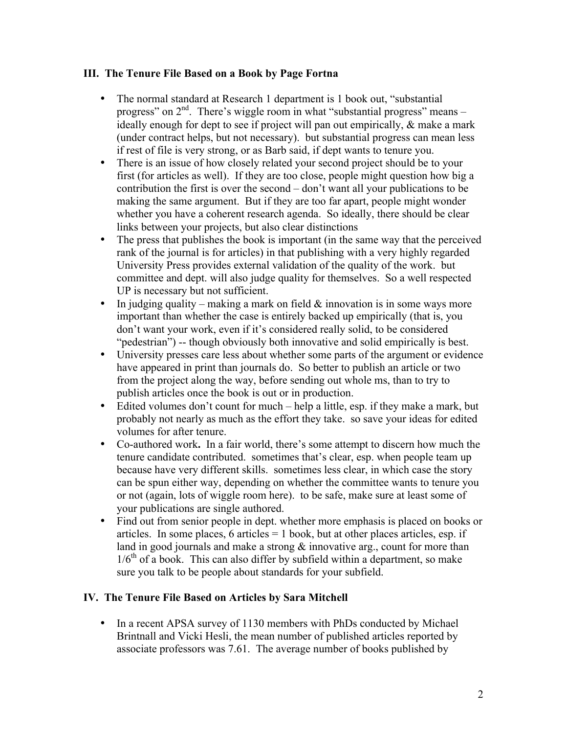### III. The Tenure File Based on a Book by Page Fortna

- The normal standard at Research 1 department is 1 book out, "substantial progress" on 2$^{nd}$. There's wiggle room in what "substantial progress" means – ideally enough for dept to see if project will pan out empirically, & make a mark (under contract helps, but not necessary). but substantial progress can mean less if rest of file is very strong, or as Barb said, if dept wants to tenure you.
- There is an issue of how closely related your second project should be to your first (for articles as well). If they are too close, people might question how big a contribution the first is over the second – don't want all your publications to be making the same argument. But if they are too far apart, people might wonder whether you have a coherent research agenda. So ideally, there should be clear links between your projects, but also clear distinctions
- The press that publishes the book is important (in the same way that the perceived rank of the journal is for articles) in that publishing with a very highly regarded University Press provides external validation of the quality of the work. but committee and dept. will also judge quality for themselves. So a well respected UP is necessary but not sufficient.
- In judging quality – making a mark on field & innovation is in some ways more important than whether the case is entirely backed up empirically (that is, you don't want your work, even if it's considered really solid, to be considered "pedestrian") -- though obviously both innovative and solid empirically is best.
- University presses care less about whether some parts of the argument or evidence have appeared in print than journals do. So better to publish an article or two from the project along the way, before sending out whole ms, than to try to publish articles once the book is out or in production.
- Edited volumes don't count for much – help a little, esp. if they make a mark, but probably not nearly as much as the effort they take. so save your ideas for edited volumes for after tenure.
- Co-authored work**.** In a fair world, there's some attempt to discern how much the tenure candidate contributed. sometimes that's clear, esp. when people team up because have very different skills. sometimes less clear, in which case the story can be spun either way, depending on whether the committee wants to tenure you or not (again, lots of wiggle room here). to be safe, make sure at least some of your publications are single authored.
- Find out from senior people in dept. whether more emphasis is placed on books or articles. In some places, 6 articles = 1 book, but at other places articles, esp. if land in good journals and make a strong & innovative arg., count for more than 1/6$^{th}$ of a book. This can also differ by subfield within a department, so make sure you talk to be people about standards for your subfield.

### IV. The Tenure File Based on Articles by Sara Mitchell

- In a recent APSA survey of 1130 members with PhDs conducted by Michael Brintnall and Vicki Hesli, the mean number of published articles reported by associate professors was 7.61. The average number of books published by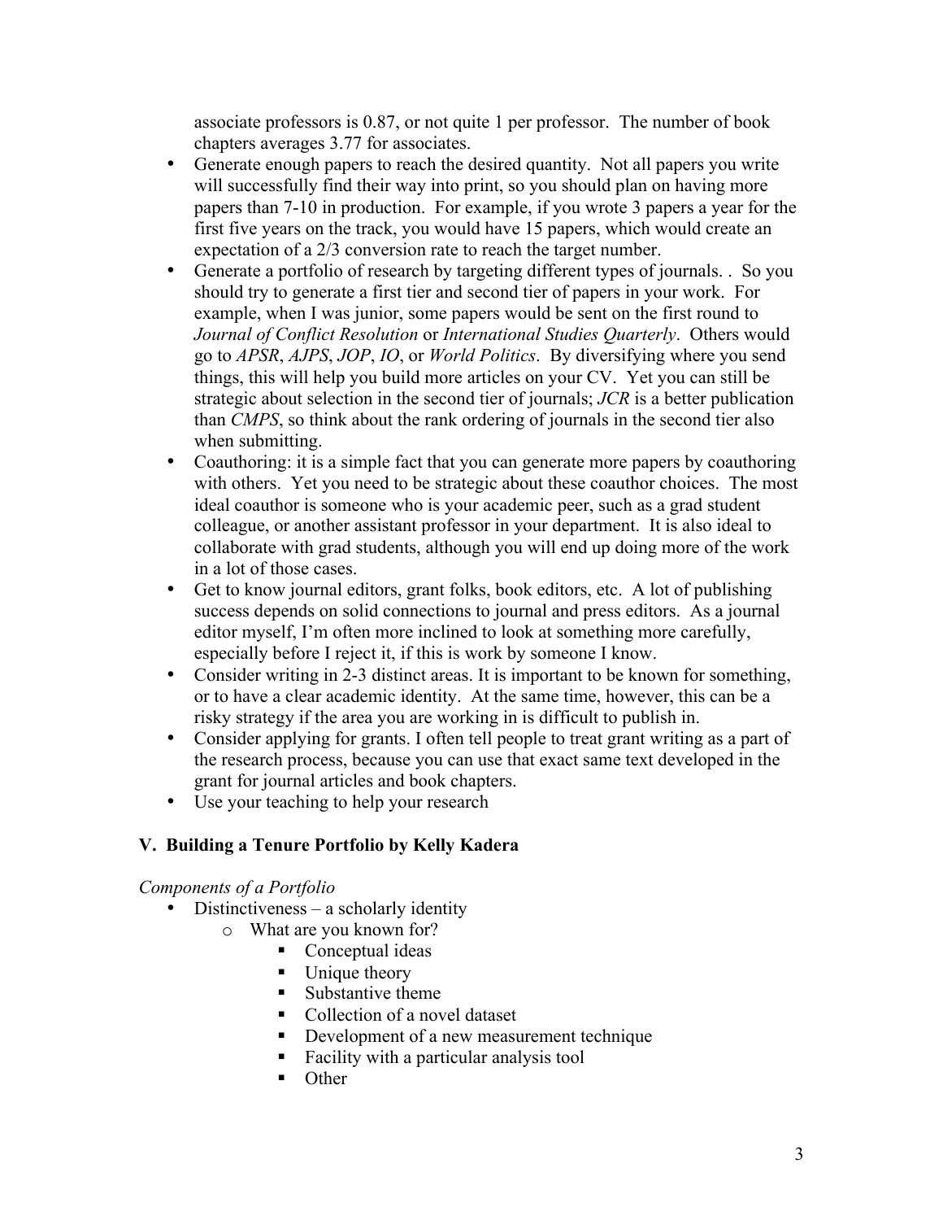associate professors is 0.87, or not quite 1 per professor. The number of book chapters averages 3.77 for associates.

- Generate enough papers to reach the desired quantity. Not all papers you write will successfully find their way into print, so you should plan on having more papers than 7-10 in production. For example, if you wrote 3 papers a year for the first five years on the track, you would have 15 papers, which would create an expectation of a 2/3 conversion rate to reach the target number.
- Generate a portfolio of research by targeting different types of journals. . So you should try to generate a first tier and second tier of papers in your work. For example, when I was junior, some papers would be sent on the first round to *Journal of Conflict Resolution* or *International Studies Quarterly*. Others would go to *APSR*, *AJPS*, *JOP*, *IO*, or *World Politics*. By diversifying where you send things, this will help you build more articles on your CV. Yet you can still be strategic about selection in the second tier of journals; *JCR* is a better publication than *CMPS*, so think about the rank ordering of journals in the second tier also when submitting.
- Coauthoring: it is a simple fact that you can generate more papers by coauthoring with others. Yet you need to be strategic about these coauthor choices. The most ideal coauthor is someone who is your academic peer, such as a grad student colleague, or another assistant professor in your department. It is also ideal to collaborate with grad students, although you will end up doing more of the work in a lot of those cases.
- Get to know journal editors, grant folks, book editors, etc. A lot of publishing success depends on solid connections to journal and press editors. As a journal editor myself, I'm often more inclined to look at something more carefully, especially before I reject it, if this is work by someone I know.
- Consider writing in 2-3 distinct areas. It is important to be known for something, or to have a clear academic identity. At the same time, however, this can be a risky strategy if the area you are working in is difficult to publish in.
- Consider applying for grants. I often tell people to treat grant writing as a part of the research process, because you can use that exact same text developed in the grant for journal articles and book chapters.
- Use your teaching to help your research

## V. Building a Tenure Portfolio by Kelly Kadera

*Components of a Portfolio*

- Distinctiveness – a scholarly identity
  - What are you known for?
    - Conceptual ideas
    - Unique theory
    - Substantive theme
    - Collection of a novel dataset
    - Development of a new measurement technique
    - Facility with a particular analysis tool
    - Other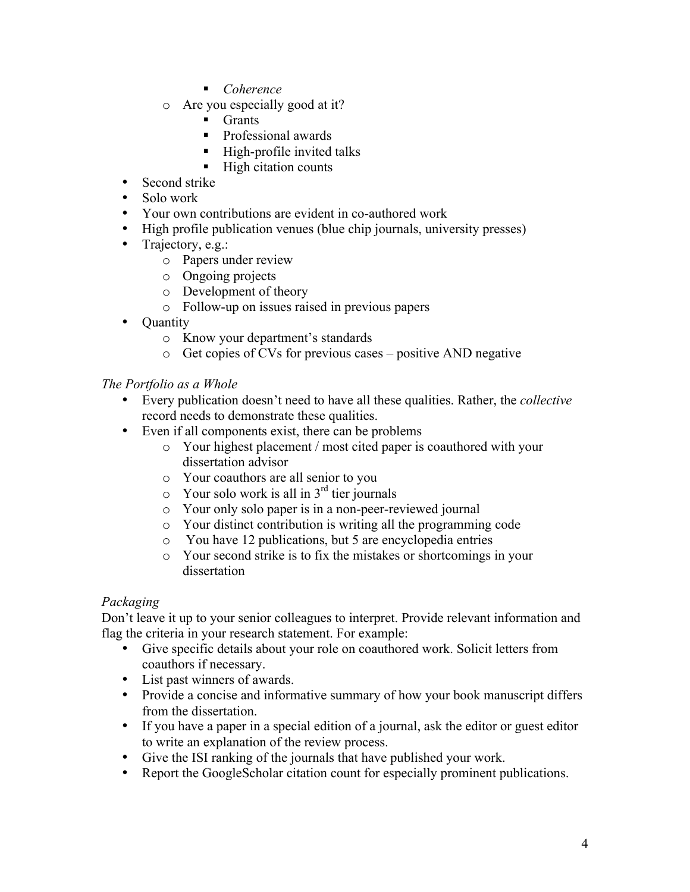- *Coherence*
    - Are you especially good at it?
        - Grants
        - Professional awards
        - High-profile invited talks
        - High citation counts
- Second strike
- Solo work
- Your own contributions are evident in co-authored work
- High profile publication venues (blue chip journals, university presses)
- Trajectory, e.g.:
    - Papers under review
    - Ongoing projects
    - Development of theory
    - Follow-up on issues raised in previous papers
- Quantity
    - Know your department's standards
    - Get copies of CVs for previous cases – positive AND negative

*The Portfolio as a Whole*

- Every publication doesn't need to have all these qualities. Rather, the *collective* record needs to demonstrate these qualities.
- Even if all components exist, there can be problems
    - Your highest placement / most cited paper is coauthored with your dissertation advisor
    - Your coauthors are all senior to you
    - Your solo work is all in 3rd tier journals
    - Your only solo paper is in a non-peer-reviewed journal
    - Your distinct contribution is writing all the programming code
    - You have 12 publications, but 5 are encyclopedia entries
    - Your second strike is to fix the mistakes or shortcomings in your dissertation

*Packaging*

Don't leave it up to your senior colleagues to interpret. Provide relevant information and flag the criteria in your research statement. For example:

- Give specific details about your role on coauthored work. Solicit letters from coauthors if necessary.
- List past winners of awards.
- Provide a concise and informative summary of how your book manuscript differs from the dissertation.
- If you have a paper in a special edition of a journal, ask the editor or guest editor to write an explanation of the review process.
- Give the ISI ranking of the journals that have published your work.
- Report the GoogleScholar citation count for especially prominent publications.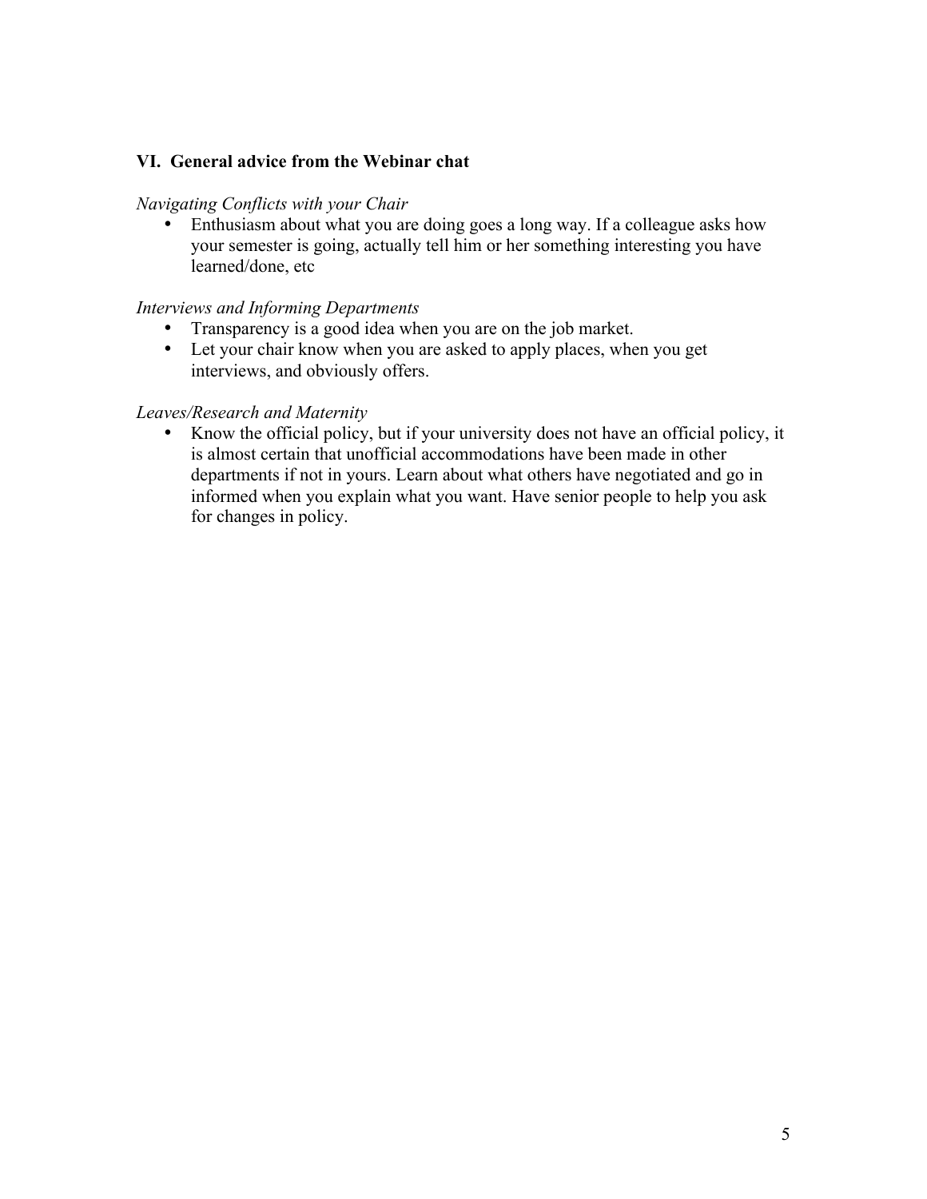## VI. General advice from the Webinar chat

*Navigating Conflicts with your Chair*

- Enthusiasm about what you are doing goes a long way. If a colleague asks how your semester is going, actually tell him or her something interesting you have learned/done, etc

*Interviews and Informing Departments*

- Transparency is a good idea when you are on the job market.
- Let your chair know when you are asked to apply places, when you get interviews, and obviously offers.

*Leaves/Research and Maternity*

- Know the official policy, but if your university does not have an official policy, it is almost certain that unofficial accommodations have been made in other departments if not in yours. Learn about what others have negotiated and go in informed when you explain what you want. Have senior people to help you ask for changes in policy.